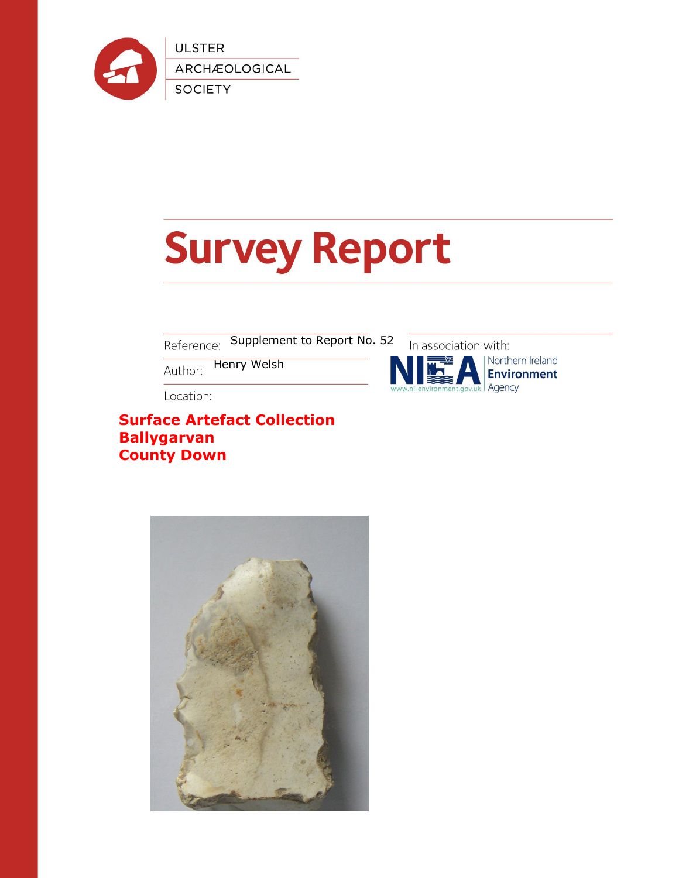ULSTER
ARCHÆOLOGICAL
SOCIETY

# Survey Report

Reference: Supplement to Report No. 52

Author: Henry Welsh

Location:

In association with: Northern Ireland Environment Agency
www.ni-environment.gov.uk

**Surface Artefact Collection**
**Ballygarvan**
**County Down**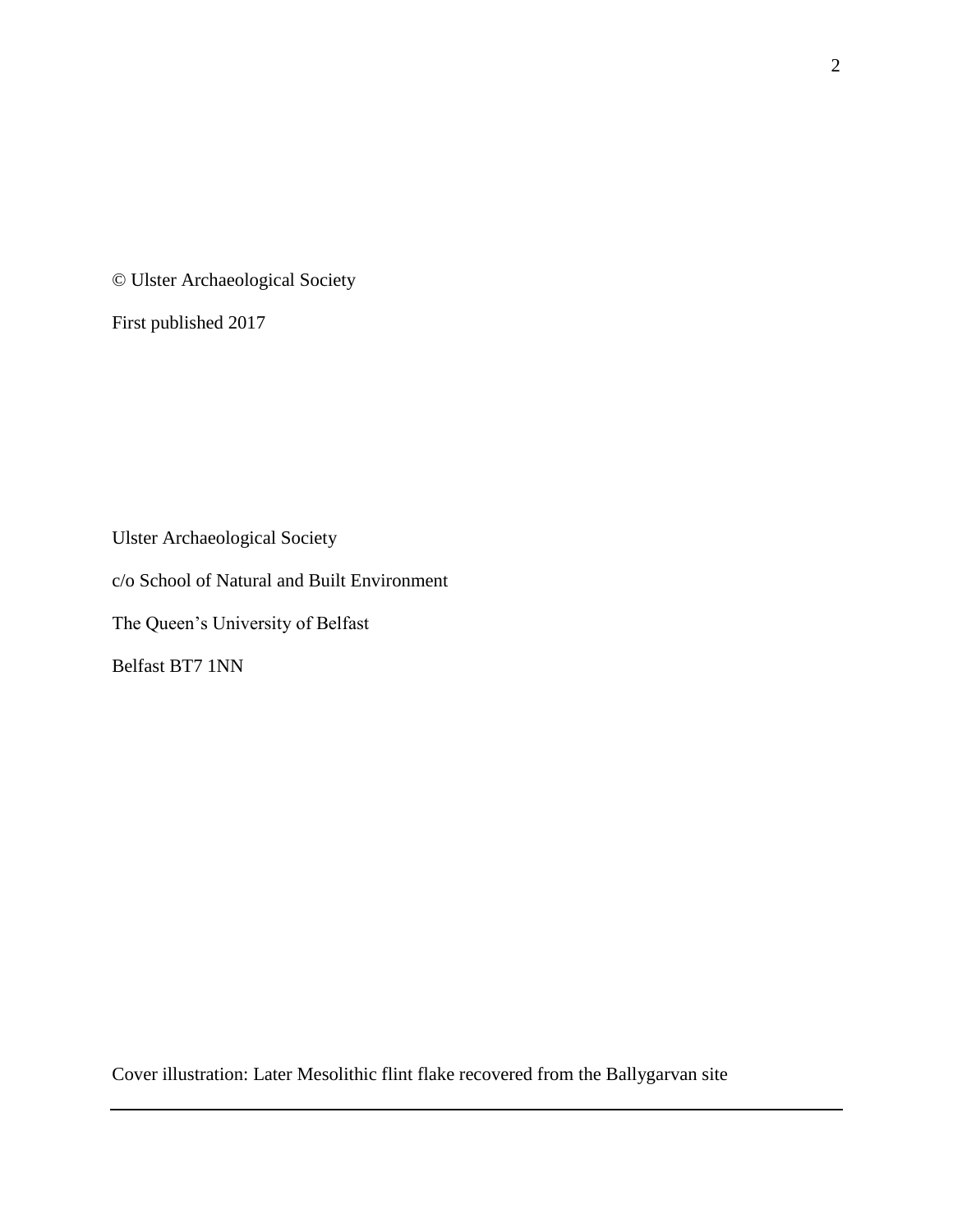© Ulster Archaeological Society

First published 2017

Ulster Archaeological Society

c/o School of Natural and Built Environment

The Queen's University of Belfast

Belfast BT7 1NN

Cover illustration: Later Mesolithic flint flake recovered from the Ballygarvan site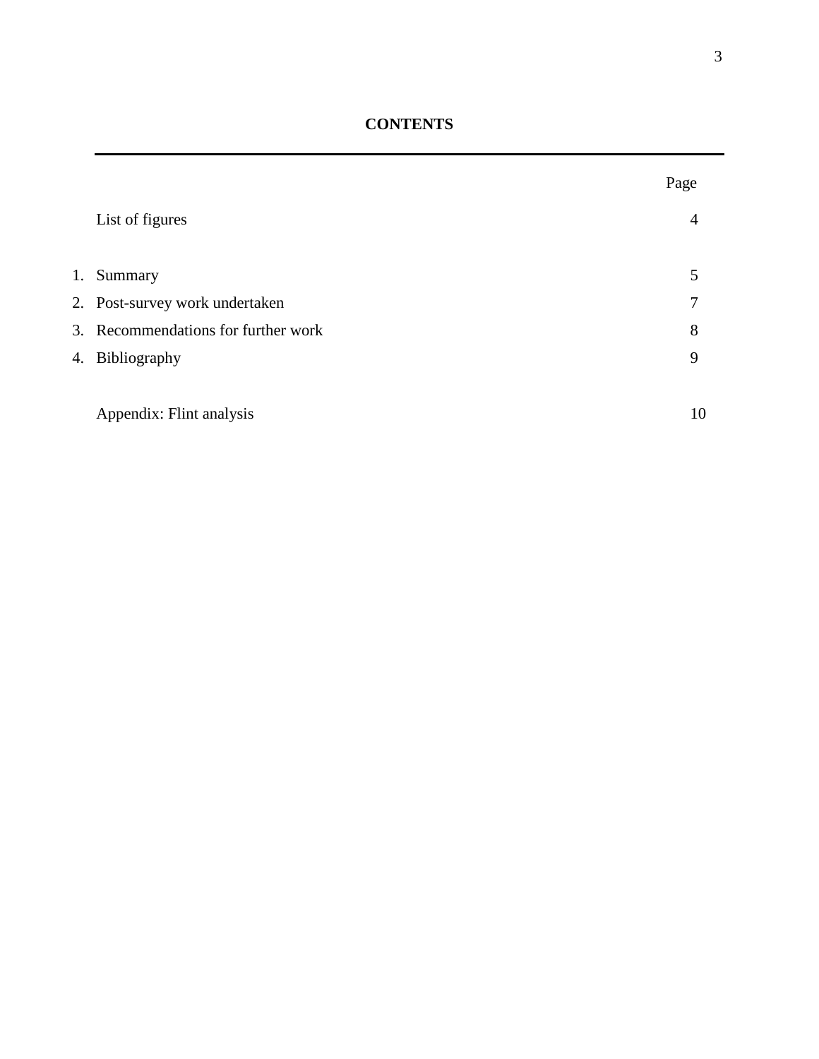# CONTENTS

| | | Page |
|---|---|---|
| | List of figures | 4 |
| 1. | Summary | 5 |
| 2. | Post-survey work undertaken | 7 |
| 3. | Recommendations for further work | 8 |
| 4. | Bibliography | 9 |
| | Appendix: Flint analysis | 10 |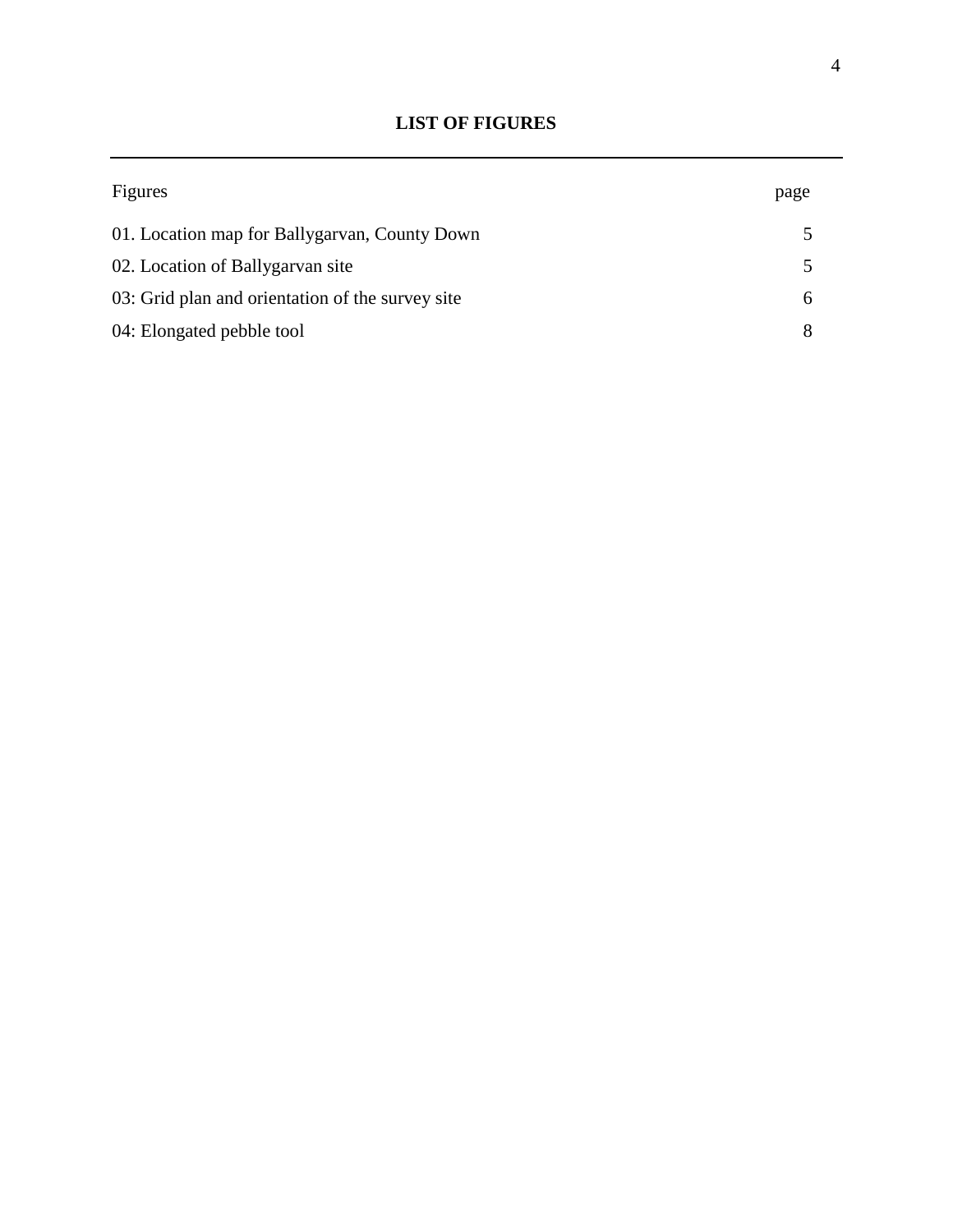**LIST OF FIGURES**

| Figures | page |
| --- | --- |
| 01. Location map for Ballygarvan, County Down | 5 |
| 02. Location of Ballygarvan site | 5 |
| 03: Grid plan and orientation of the survey site | 6 |
| 04: Elongated pebble tool | 8 |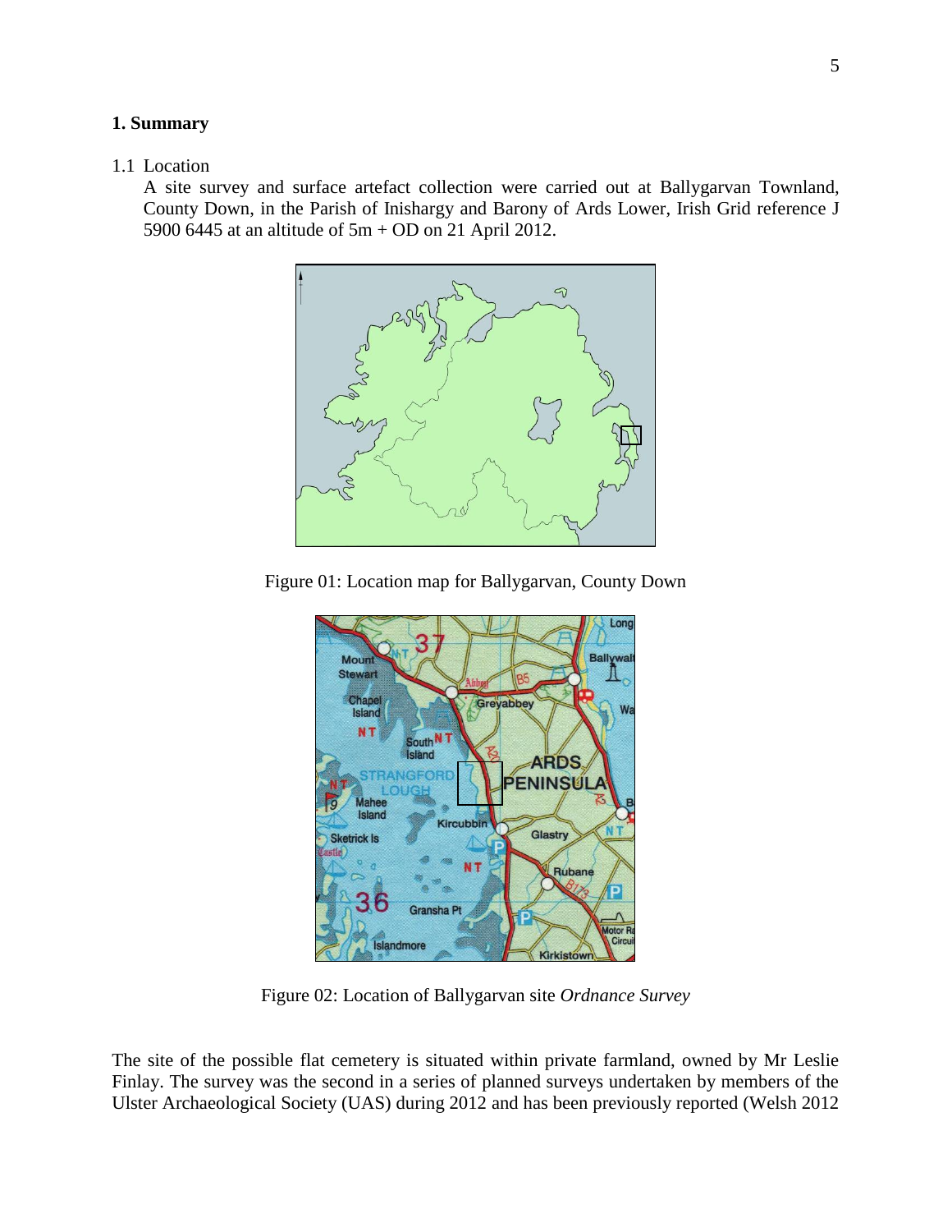## 1. Summary

1.1 Location

A site survey and surface artefact collection were carried out at Ballygarvan Townland, County Down, in the Parish of Inishargy and Barony of Ards Lower, Irish Grid reference J 5900 6445 at an altitude of 5m + OD on 21 April 2012.

Figure 01: Location map for Ballygarvan, County Down

Figure 02: Location of Ballygarvan site *Ordnance Survey*

The site of the possible flat cemetery is situated within private farmland, owned by Mr Leslie Finlay. The survey was the second in a series of planned surveys undertaken by members of the Ulster Archaeological Society (UAS) during 2012 and has been previously reported (Welsh 2012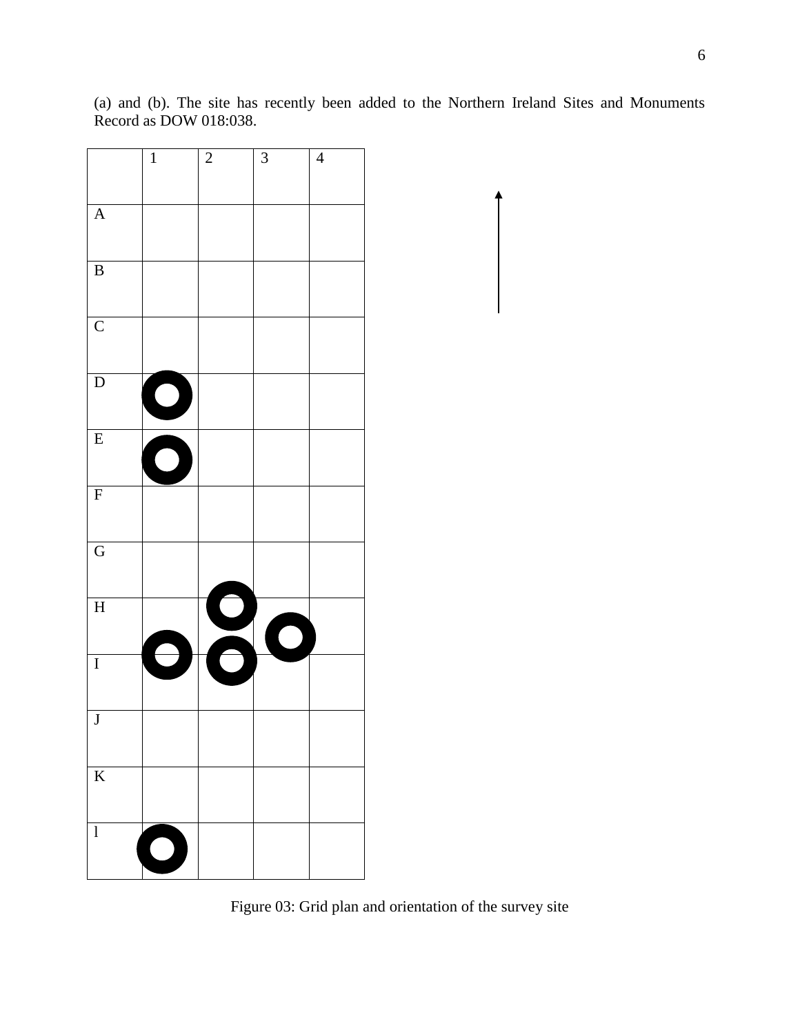(a) and (b). The site has recently been added to the Northern Ireland Sites and Monuments Record as DOW 018:038.

| | 1 | 2 | 3 | 4 |
|---|---|---|---|---|
| A | | | | |
| B | | | | |
| C | | | | |
| D | | | | |
| E | | | | |
| F | | | | |
| G | | | | |
| H | | | | |
| I | | | | |
| J | | | | |
| K | | | | |
| l | | | | |

Figure 03: Grid plan and orientation of the survey site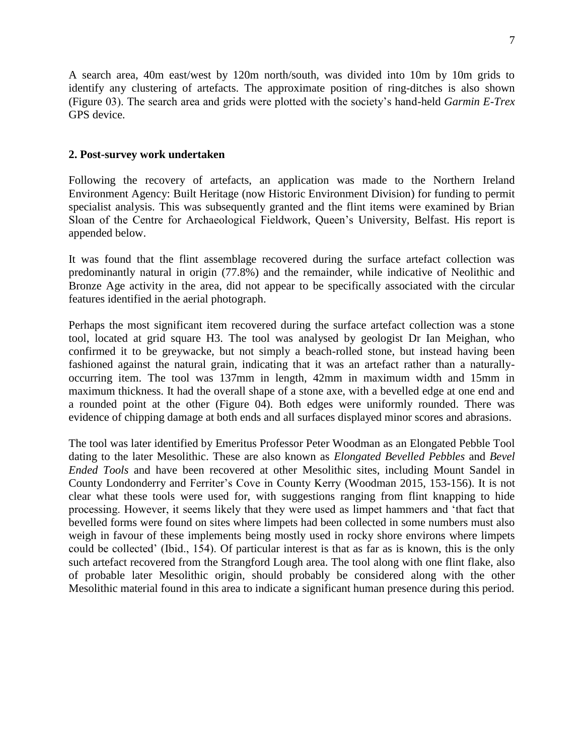A search area, 40m east/west by 120m north/south, was divided into 10m by 10m grids to identify any clustering of artefacts. The approximate position of ring-ditches is also shown (Figure 03). The search area and grids were plotted with the society's hand-held *Garmin E-Trex* GPS device.

## 2. Post-survey work undertaken

Following the recovery of artefacts, an application was made to the Northern Ireland Environment Agency: Built Heritage (now Historic Environment Division) for funding to permit specialist analysis. This was subsequently granted and the flint items were examined by Brian Sloan of the Centre for Archaeological Fieldwork, Queen's University, Belfast. His report is appended below.

It was found that the flint assemblage recovered during the surface artefact collection was predominantly natural in origin (77.8%) and the remainder, while indicative of Neolithic and Bronze Age activity in the area, did not appear to be specifically associated with the circular features identified in the aerial photograph.

Perhaps the most significant item recovered during the surface artefact collection was a stone tool, located at grid square H3. The tool was analysed by geologist Dr Ian Meighan, who confirmed it to be greywacke, but not simply a beach-rolled stone, but instead having been fashioned against the natural grain, indicating that it was an artefact rather than a naturally-occurring item. The tool was 137mm in length, 42mm in maximum width and 15mm in maximum thickness. It had the overall shape of a stone axe, with a bevelled edge at one end and a rounded point at the other (Figure 04). Both edges were uniformly rounded. There was evidence of chipping damage at both ends and all surfaces displayed minor scores and abrasions.

The tool was later identified by Emeritus Professor Peter Woodman as an Elongated Pebble Tool dating to the later Mesolithic. These are also known as *Elongated Bevelled Pebbles* and *Bevel Ended Tools* and have been recovered at other Mesolithic sites, including Mount Sandel in County Londonderry and Ferriter's Cove in County Kerry (Woodman 2015, 153-156). It is not clear what these tools were used for, with suggestions ranging from flint knapping to hide processing. However, it seems likely that they were used as limpet hammers and 'that fact that bevelled forms were found on sites where limpets had been collected in some numbers must also weigh in favour of these implements being mostly used in rocky shore environs where limpets could be collected' (Ibid., 154). Of particular interest is that as far as is known, this is the only such artefact recovered from the Strangford Lough area. The tool along with one flint flake, also of probable later Mesolithic origin, should probably be considered along with the other Mesolithic material found in this area to indicate a significant human presence during this period.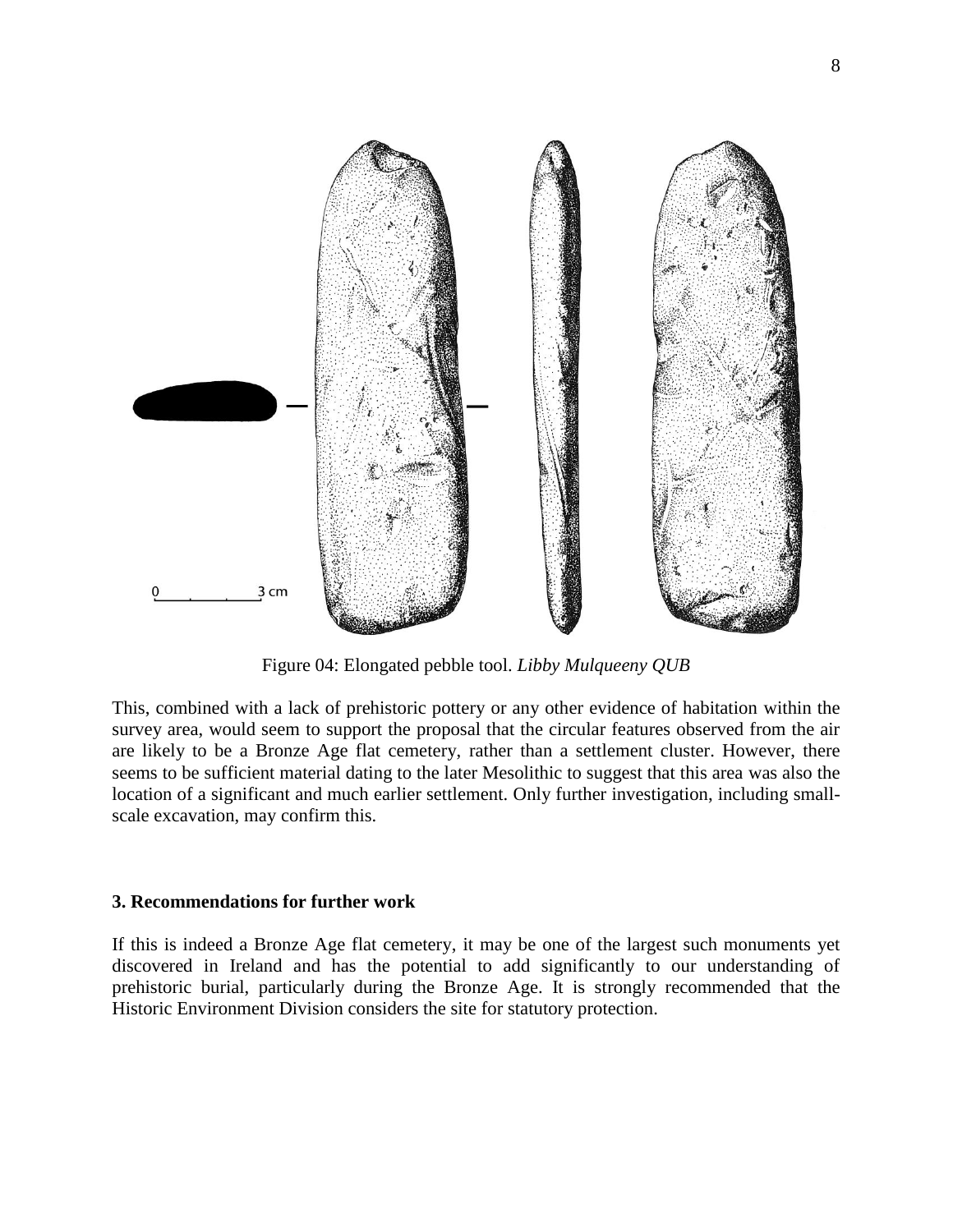Figure 04: Elongated pebble tool. *Libby Mulqueeny QUB*

This, combined with a lack of prehistoric pottery or any other evidence of habitation within the survey area, would seem to support the proposal that the circular features observed from the air are likely to be a Bronze Age flat cemetery, rather than a settlement cluster. However, there seems to be sufficient material dating to the later Mesolithic to suggest that this area was also the location of a significant and much earlier settlement. Only further investigation, including small-scale excavation, may confirm this.

## 3. Recommendations for further work

If this is indeed a Bronze Age flat cemetery, it may be one of the largest such monuments yet discovered in Ireland and has the potential to add significantly to our understanding of prehistoric burial, particularly during the Bronze Age. It is strongly recommended that the Historic Environment Division considers the site for statutory protection.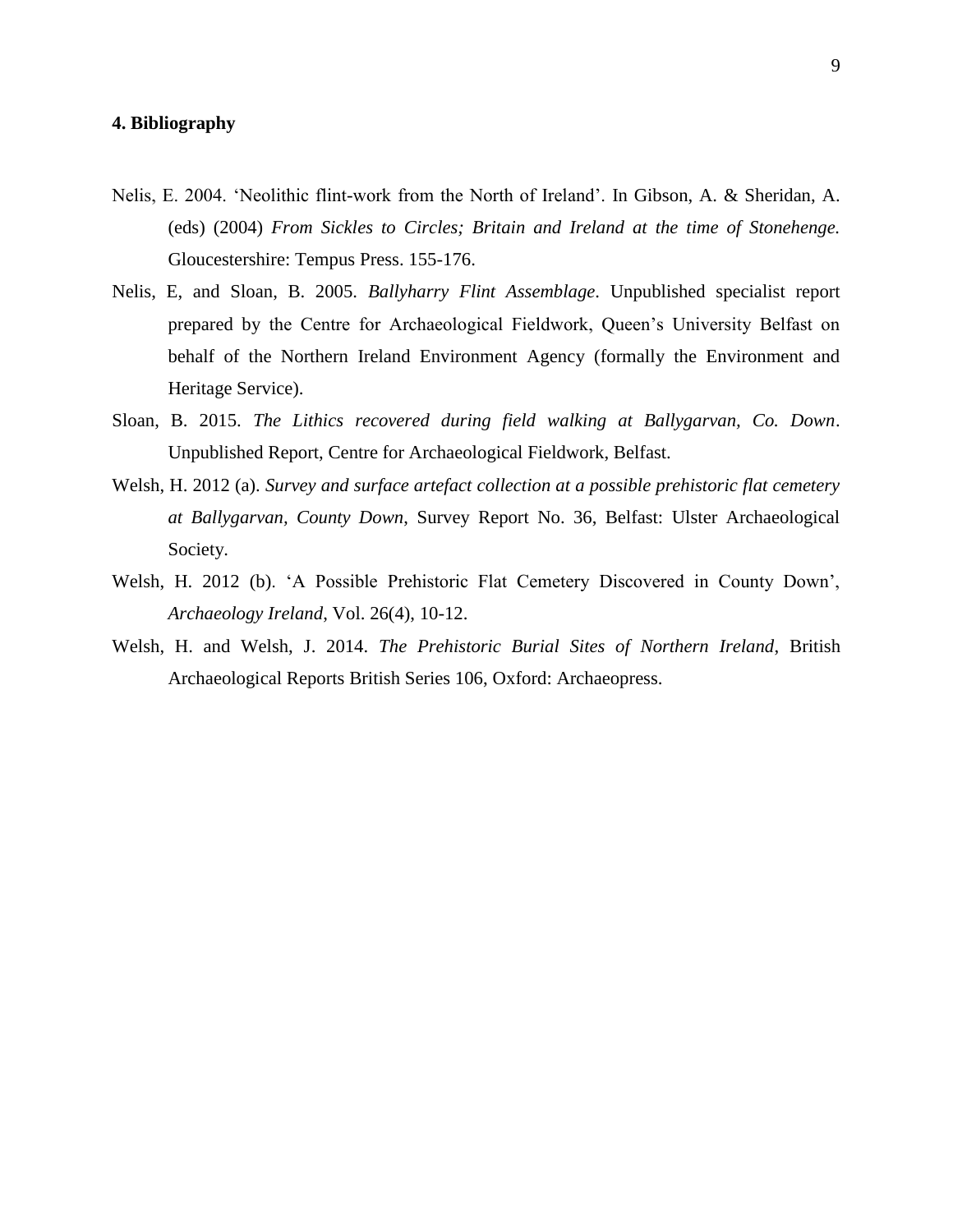## 4. Bibliography

Nelis, E. 2004. 'Neolithic flint-work from the North of Ireland'. In Gibson, A. & Sheridan, A. (eds) (2004) *From Sickles to Circles; Britain and Ireland at the time of Stonehenge.* Gloucestershire: Tempus Press. 155-176.

Nelis, E, and Sloan, B. 2005. *Ballyharry Flint Assemblage*. Unpublished specialist report prepared by the Centre for Archaeological Fieldwork, Queen's University Belfast on behalf of the Northern Ireland Environment Agency (formally the Environment and Heritage Service).

Sloan, B. 2015. *The Lithics recovered during field walking at Ballygarvan, Co. Down*. Unpublished Report, Centre for Archaeological Fieldwork, Belfast.

Welsh, H. 2012 (a). *Survey and surface artefact collection at a possible prehistoric flat cemetery at Ballygarvan, County Down*, Survey Report No. 36, Belfast: Ulster Archaeological Society.

Welsh, H. 2012 (b). 'A Possible Prehistoric Flat Cemetery Discovered in County Down', *Archaeology Ireland*, Vol. 26(4), 10-12.

Welsh, H. and Welsh, J. 2014. *The Prehistoric Burial Sites of Northern Ireland*, British Archaeological Reports British Series 106, Oxford: Archaeopress.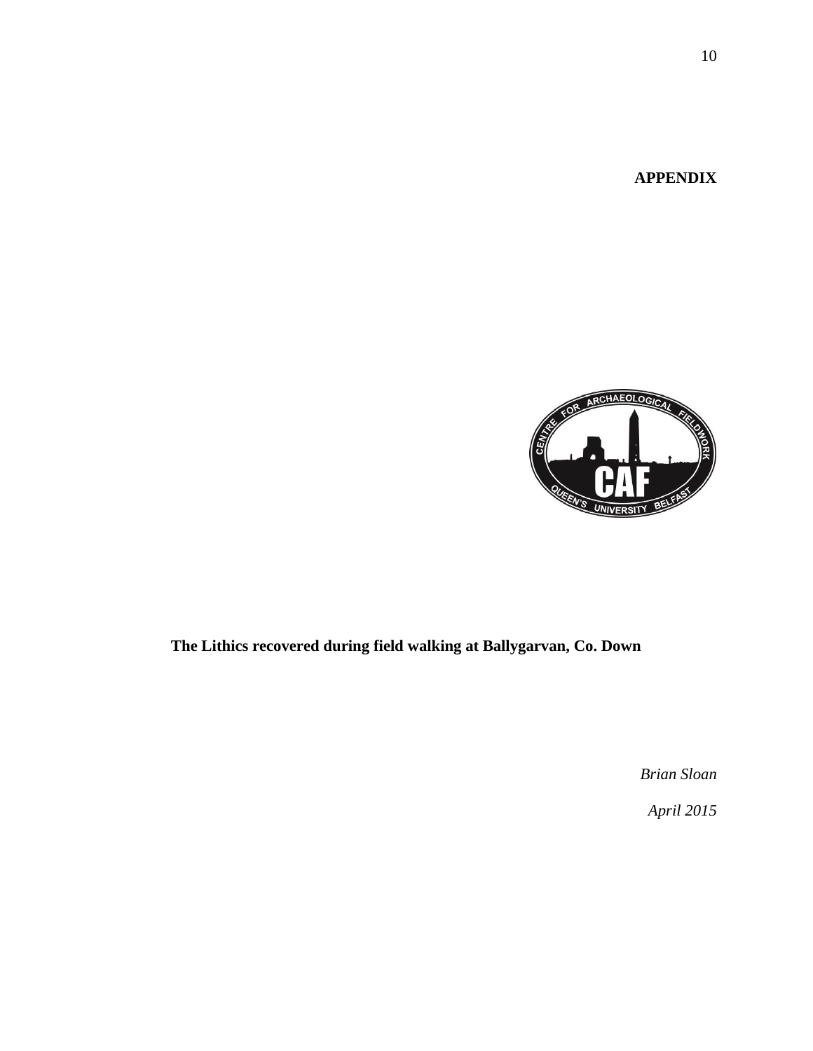**APPENDIX**

**The Lithics recovered during field walking at Ballygarvan, Co. Down**

*Brian Sloan*

*April 2015*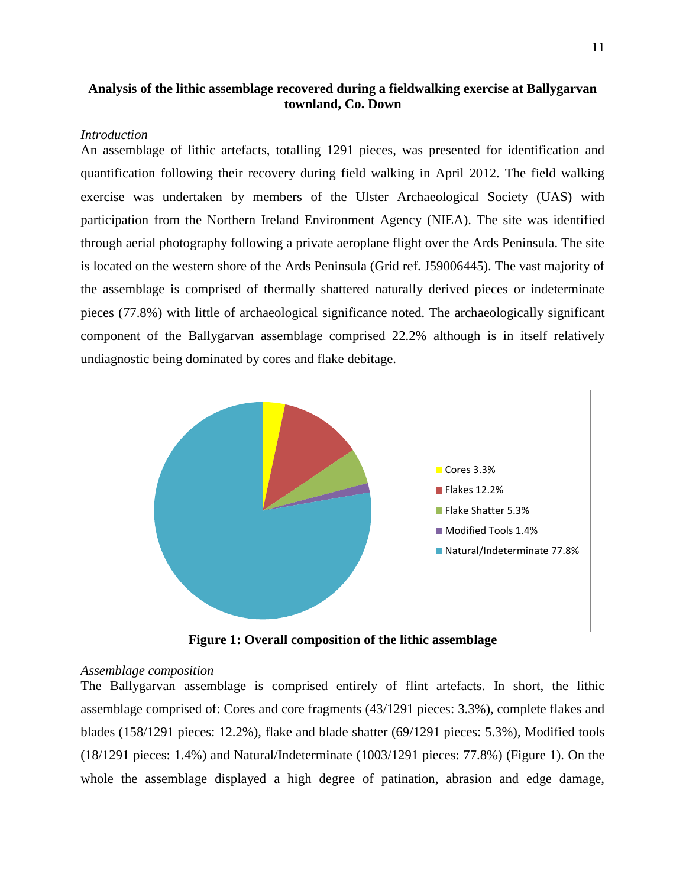**Analysis of the lithic assemblage recovered during a fieldwalking exercise at Ballygarvan townland, Co. Down**

*Introduction*

An assemblage of lithic artefacts, totalling 1291 pieces, was presented for identification and quantification following their recovery during field walking in April 2012. The field walking exercise was undertaken by members of the Ulster Archaeological Society (UAS) with participation from the Northern Ireland Environment Agency (NIEA). The site was identified through aerial photography following a private aeroplane flight over the Ards Peninsula. The site is located on the western shore of the Ards Peninsula (Grid ref. J59006445). The vast majority of the assemblage is comprised of thermally shattered naturally derived pieces or indeterminate pieces (77.8%) with little of archaeological significance noted. The archaeologically significant component of the Ballygarvan assemblage comprised 22.2% although is in itself relatively undiagnostic being dominated by cores and flake debitage.

Cores 3.3%
Flakes 12.2%
Flake Shatter 5.3%
Modified Tools 1.4%
Natural/Indeterminate 77.8%

**Figure 1: Overall composition of the lithic assemblage**

*Assemblage composition*

The Ballygarvan assemblage is comprised entirely of flint artefacts. In short, the lithic assemblage comprised of: Cores and core fragments (43/1291 pieces: 3.3%), complete flakes and blades (158/1291 pieces: 12.2%), flake and blade shatter (69/1291 pieces: 5.3%), Modified tools (18/1291 pieces: 1.4%) and Natural/Indeterminate (1003/1291 pieces: 77.8%) (Figure 1). On the whole the assemblage displayed a high degree of patination, abrasion and edge damage,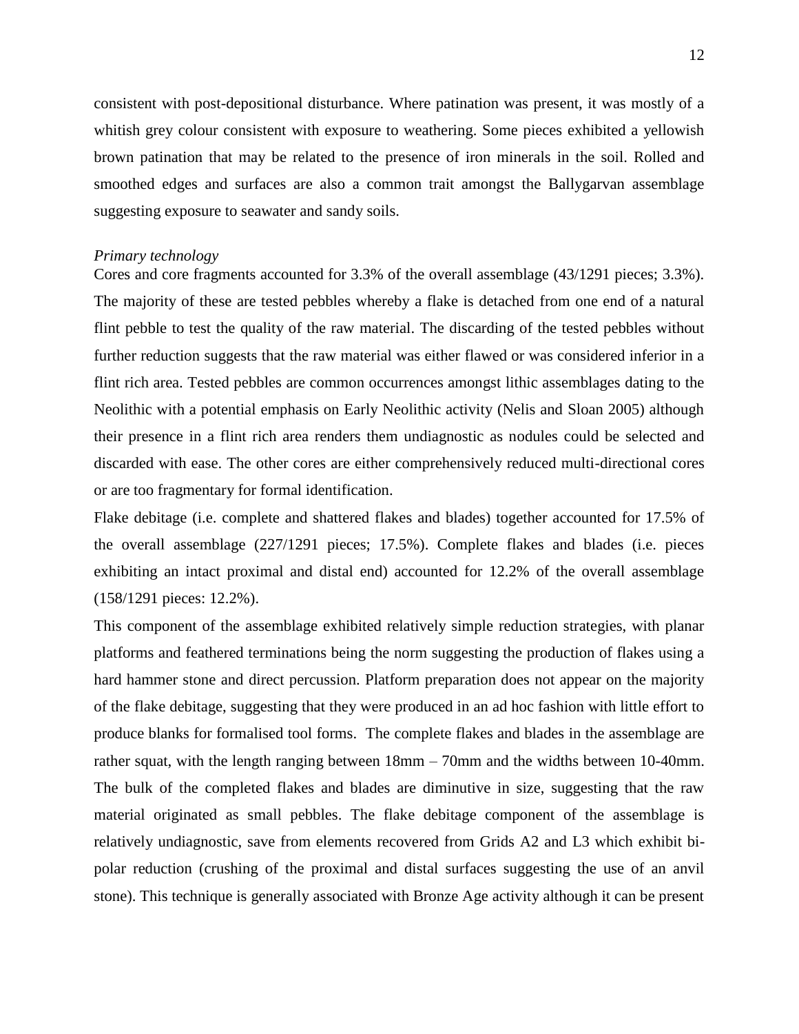consistent with post-depositional disturbance. Where patination was present, it was mostly of a whitish grey colour consistent with exposure to weathering. Some pieces exhibited a yellowish brown patination that may be related to the presence of iron minerals in the soil. Rolled and smoothed edges and surfaces are also a common trait amongst the Ballygarvan assemblage suggesting exposure to seawater and sandy soils.

*Primary technology*

Cores and core fragments accounted for 3.3% of the overall assemblage (43/1291 pieces; 3.3%). The majority of these are tested pebbles whereby a flake is detached from one end of a natural flint pebble to test the quality of the raw material. The discarding of the tested pebbles without further reduction suggests that the raw material was either flawed or was considered inferior in a flint rich area. Tested pebbles are common occurrences amongst lithic assemblages dating to the Neolithic with a potential emphasis on Early Neolithic activity (Nelis and Sloan 2005) although their presence in a flint rich area renders them undiagnostic as nodules could be selected and discarded with ease. The other cores are either comprehensively reduced multi-directional cores or are too fragmentary for formal identification.

Flake debitage (i.e. complete and shattered flakes and blades) together accounted for 17.5% of the overall assemblage (227/1291 pieces; 17.5%). Complete flakes and blades (i.e. pieces exhibiting an intact proximal and distal end) accounted for 12.2% of the overall assemblage (158/1291 pieces: 12.2%).

This component of the assemblage exhibited relatively simple reduction strategies, with planar platforms and feathered terminations being the norm suggesting the production of flakes using a hard hammer stone and direct percussion. Platform preparation does not appear on the majority of the flake debitage, suggesting that they were produced in an ad hoc fashion with little effort to produce blanks for formalised tool forms. The complete flakes and blades in the assemblage are rather squat, with the length ranging between 18mm – 70mm and the widths between 10-40mm. The bulk of the completed flakes and blades are diminutive in size, suggesting that the raw material originated as small pebbles. The flake debitage component of the assemblage is relatively undiagnostic, save from elements recovered from Grids A2 and L3 which exhibit bi-polar reduction (crushing of the proximal and distal surfaces suggesting the use of an anvil stone). This technique is generally associated with Bronze Age activity although it can be present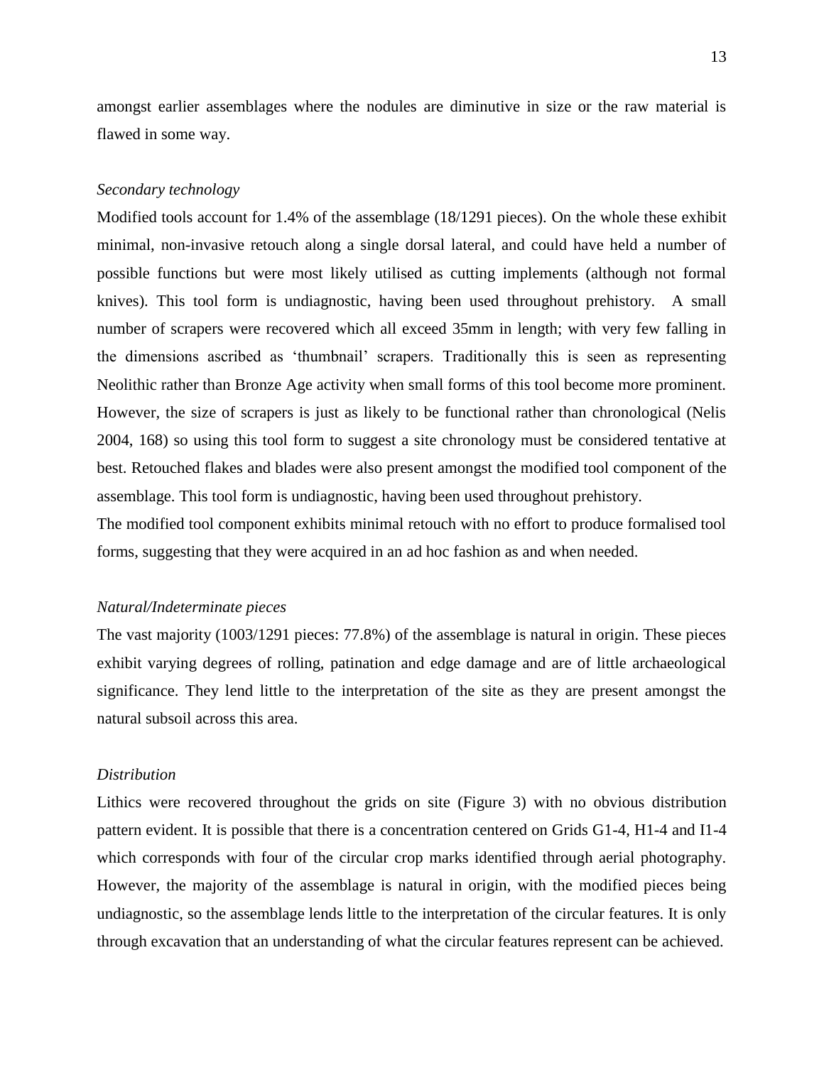amongst earlier assemblages where the nodules are diminutive in size or the raw material is flawed in some way.

*Secondary technology*

Modified tools account for 1.4% of the assemblage (18/1291 pieces). On the whole these exhibit minimal, non-invasive retouch along a single dorsal lateral, and could have held a number of possible functions but were most likely utilised as cutting implements (although not formal knives). This tool form is undiagnostic, having been used throughout prehistory. A small number of scrapers were recovered which all exceed 35mm in length; with very few falling in the dimensions ascribed as 'thumbnail' scrapers. Traditionally this is seen as representing Neolithic rather than Bronze Age activity when small forms of this tool become more prominent. However, the size of scrapers is just as likely to be functional rather than chronological (Nelis 2004, 168) so using this tool form to suggest a site chronology must be considered tentative at best. Retouched flakes and blades were also present amongst the modified tool component of the assemblage. This tool form is undiagnostic, having been used throughout prehistory.

The modified tool component exhibits minimal retouch with no effort to produce formalised tool forms, suggesting that they were acquired in an ad hoc fashion as and when needed.

*Natural/Indeterminate pieces*

The vast majority (1003/1291 pieces: 77.8%) of the assemblage is natural in origin. These pieces exhibit varying degrees of rolling, patination and edge damage and are of little archaeological significance. They lend little to the interpretation of the site as they are present amongst the natural subsoil across this area.

*Distribution*

Lithics were recovered throughout the grids on site (Figure 3) with no obvious distribution pattern evident. It is possible that there is a concentration centered on Grids G1-4, H1-4 and I1-4 which corresponds with four of the circular crop marks identified through aerial photography. However, the majority of the assemblage is natural in origin, with the modified pieces being undiagnostic, so the assemblage lends little to the interpretation of the circular features. It is only through excavation that an understanding of what the circular features represent can be achieved.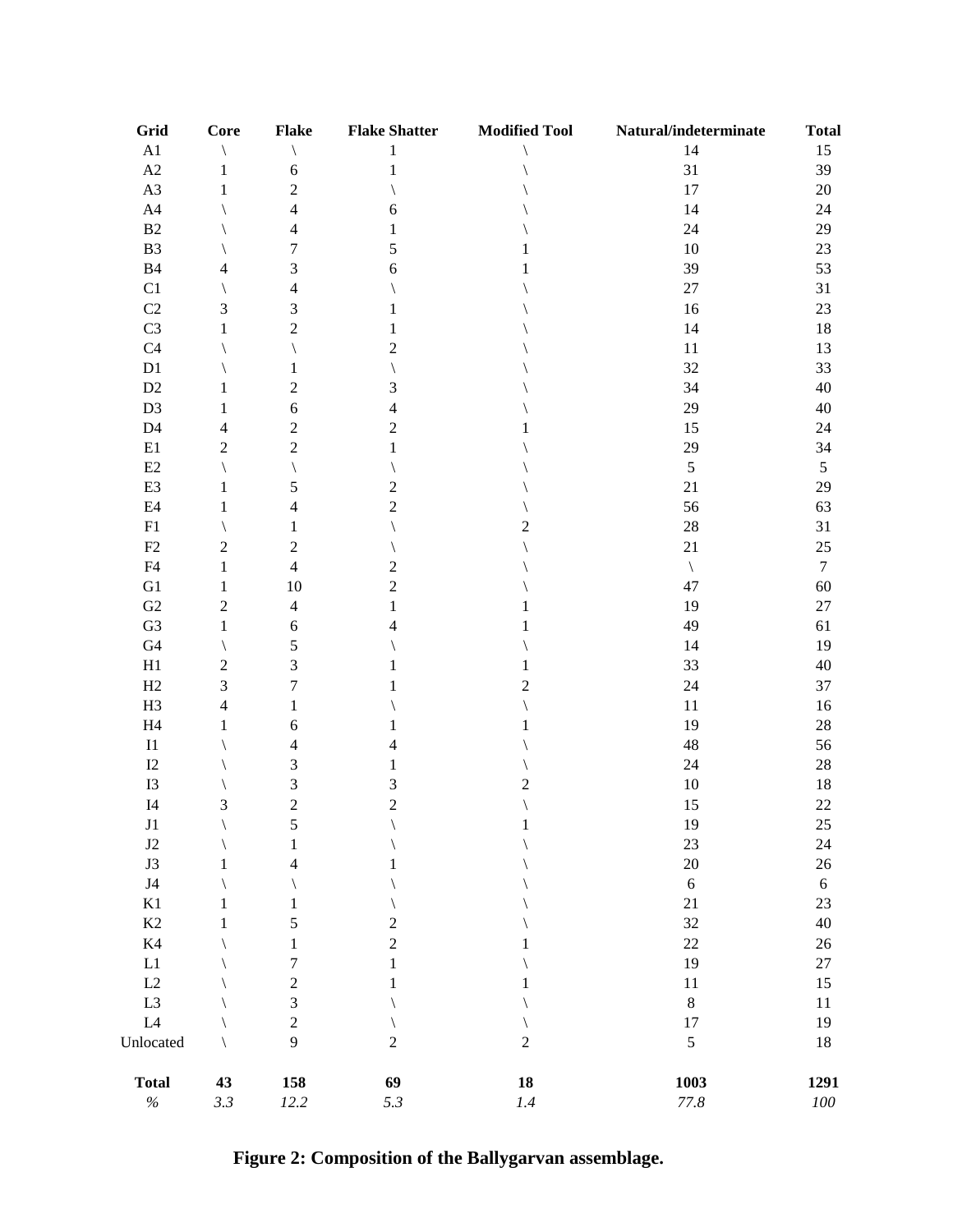| Grid | Core | Flake | Flake Shatter | Modified Tool | Natural/indeterminate | Total |
|---|---|---|---|---|---|---|
| A1 | \ | \ | 1 | \ | 14 | 15 |
| A2 | 1 | 6 | 1 | \ | 31 | 39 |
| A3 | 1 | 2 | \ | \ | 17 | 20 |
| A4 | \ | 4 | 6 | \ | 14 | 24 |
| B2 | \ | 4 | 1 | \ | 24 | 29 |
| B3 | \ | 7 | 5 | 1 | 10 | 23 |
| B4 | 4 | 3 | 6 | 1 | 39 | 53 |
| C1 | \ | 4 | \ | \ | 27 | 31 |
| C2 | 3 | 3 | 1 | \ | 16 | 23 |
| C3 | 1 | 2 | 1 | \ | 14 | 18 |
| C4 | \ | \ | 2 | \ | 11 | 13 |
| D1 | \ | 1 | \ | \ | 32 | 33 |
| D2 | 1 | 2 | 3 | \ | 34 | 40 |
| D3 | 1 | 6 | 4 | \ | 29 | 40 |
| D4 | 4 | 2 | 2 | 1 | 15 | 24 |
| E1 | 2 | 2 | 1 | \ | 29 | 34 |
| E2 | \ | \ | \ | \ | 5 | 5 |
| E3 | 1 | 5 | 2 | \ | 21 | 29 |
| E4 | 1 | 4 | 2 | \ | 56 | 63 |
| F1 | \ | 1 | \ | 2 | 28 | 31 |
| F2 | 2 | 2 | \ | \ | 21 | 25 |
| F4 | 1 | 4 | 2 | \ | \ | 7 |
| G1 | 1 | 10 | 2 | \ | 47 | 60 |
| G2 | 2 | 4 | 1 | 1 | 19 | 27 |
| G3 | 1 | 6 | 4 | 1 | 49 | 61 |
| G4 | \ | 5 | \ | \ | 14 | 19 |
| H1 | 2 | 3 | 1 | 1 | 33 | 40 |
| H2 | 3 | 7 | 1 | 2 | 24 | 37 |
| H3 | 4 | 1 | \ | \ | 11 | 16 |
| H4 | 1 | 6 | 1 | 1 | 19 | 28 |
| I1 | \ | 4 | 4 | \ | 48 | 56 |
| I2 | \ | 3 | 1 | \ | 24 | 28 |
| I3 | \ | 3 | 3 | 2 | 10 | 18 |
| I4 | 3 | 2 | 2 | \ | 15 | 22 |
| J1 | \ | 5 | \ | 1 | 19 | 25 |
| J2 | \ | 1 | \ | \ | 23 | 24 |
| J3 | 1 | 4 | 1 | \ | 20 | 26 |
| J4 | \ | \ | \ | \ | 6 | 6 |
| K1 | 1 | 1 | \ | \ | 21 | 23 |
| K2 | 1 | 5 | 2 | \ | 32 | 40 |
| K4 | \ | 1 | 2 | 1 | 22 | 26 |
| L1 | \ | 7 | 1 | \ | 19 | 27 |
| L2 | \ | 2 | 1 | 1 | 11 | 15 |
| L3 | \ | 3 | \ | \ | 8 | 11 |
| L4 | \ | 2 | \ | \ | 17 | 19 |
| Unlocated | \ | 9 | 2 | 2 | 5 | 18 |
| **Total** | **43** | **158** | **69** | **18** | **1003** | **1291** |
| *%* | *3.3* | *12.2* | *5.3* | *1.4* | *77.8* | *100* |

**Figure 2: Composition of the Ballygarvan assemblage.**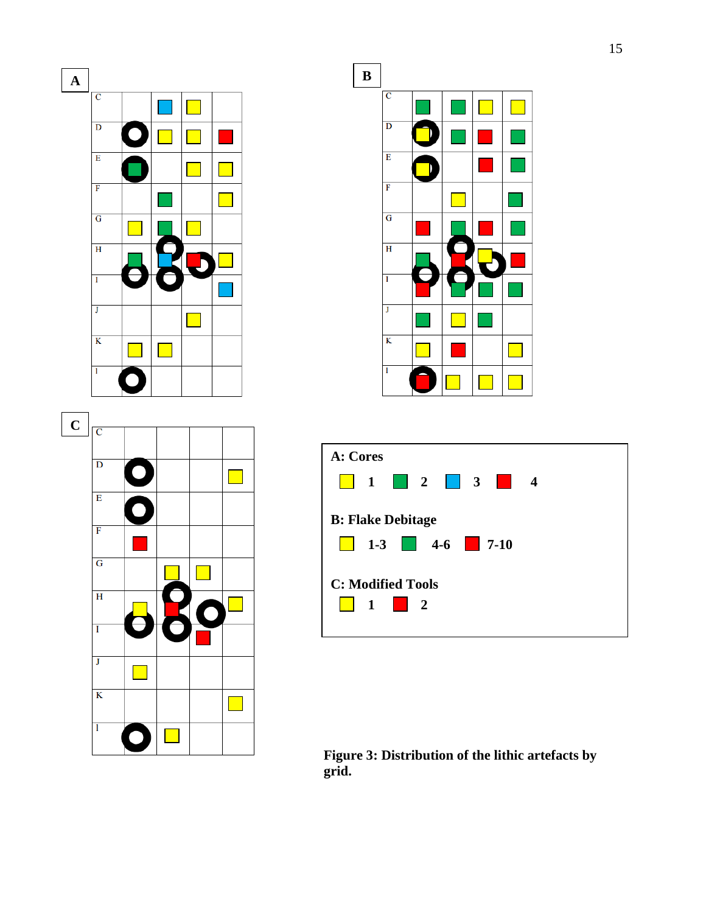A

C
D
E
F
G
H
I
J
K
l

B

C
D
E
F
G
H
I
J
K
l

C

C
D
E
F
G
H
I
J
K
l

**A: Cores**

1 2 3 4

**B: Flake Debitage**

1-3 4-6 7-10

**C: Modified Tools**

1 2

**Figure 3: Distribution of the lithic artefacts by grid.**